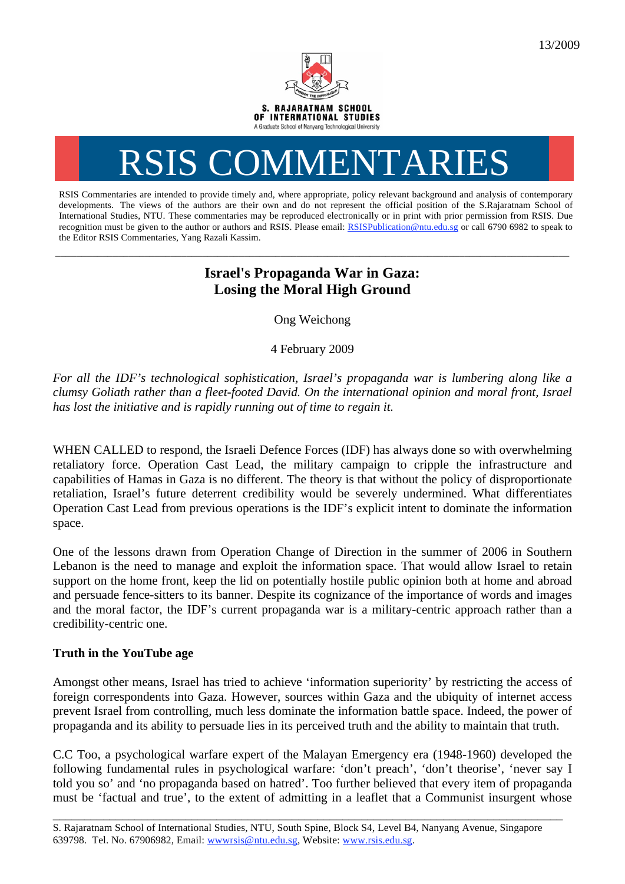13/2009

S. RAJARATNAM SCHOOL OF INTERNATIONAL STUDIES
A Graduate School of Nanyang Technological University

# RSIS COMMENTARIES

RSIS Commentaries are intended to provide timely and, where appropriate, policy relevant background and analysis of contemporary developments. The views of the authors are their own and do not represent the official position of the S.Rajaratnam School of International Studies, NTU. These commentaries may be reproduced electronically or in print with prior permission from RSIS. Due recognition must be given to the author or authors and RSIS. Please email: RSISPublication@ntu.edu.sg or call 6790 6982 to speak to the Editor RSIS Commentaries, Yang Razali Kassim.

---

## Israel's Propaganda War in Gaza: Losing the Moral High Ground

Ong Weichong

4 February 2009

*For all the IDF's technological sophistication, Israel's propaganda war is lumbering along like a clumsy Goliath rather than a fleet-footed David. On the international opinion and moral front, Israel has lost the initiative and is rapidly running out of time to regain it.*

WHEN CALLED to respond, the Israeli Defence Forces (IDF) has always done so with overwhelming retaliatory force. Operation Cast Lead, the military campaign to cripple the infrastructure and capabilities of Hamas in Gaza is no different. The theory is that without the policy of disproportionate retaliation, Israel's future deterrent credibility would be severely undermined. What differentiates Operation Cast Lead from previous operations is the IDF's explicit intent to dominate the information space.

One of the lessons drawn from Operation Change of Direction in the summer of 2006 in Southern Lebanon is the need to manage and exploit the information space. That would allow Israel to retain support on the home front, keep the lid on potentially hostile public opinion both at home and abroad and persuade fence-sitters to its banner. Despite its cognizance of the importance of words and images and the moral factor, the IDF's current propaganda war is a military-centric approach rather than a credibility-centric one.

### Truth in the YouTube age

Amongst other means, Israel has tried to achieve 'information superiority' by restricting the access of foreign correspondents into Gaza. However, sources within Gaza and the ubiquity of internet access prevent Israel from controlling, much less dominate the information battle space. Indeed, the power of propaganda and its ability to persuade lies in its perceived truth and the ability to maintain that truth.

C.C Too, a psychological warfare expert of the Malayan Emergency era (1948-1960) developed the following fundamental rules in psychological warfare: 'don't preach', 'don't theorise', 'never say I told you so' and 'no propaganda based on hatred'. Too further believed that every item of propaganda must be 'factual and true', to the extent of admitting in a leaflet that a Communist insurgent whose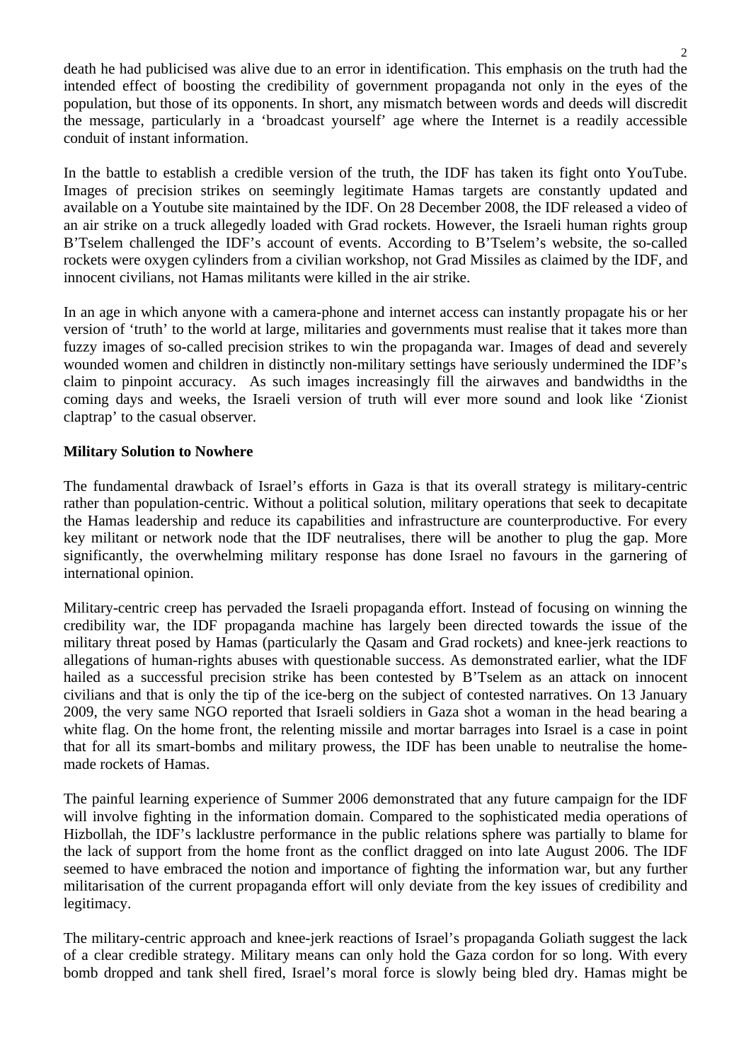death he had publicised was alive due to an error in identification. This emphasis on the truth had the intended effect of boosting the credibility of government propaganda not only in the eyes of the population, but those of its opponents. In short, any mismatch between words and deeds will discredit the message, particularly in a 'broadcast yourself' age where the Internet is a readily accessible conduit of instant information.

In the battle to establish a credible version of the truth, the IDF has taken its fight onto YouTube. Images of precision strikes on seemingly legitimate Hamas targets are constantly updated and available on a Youtube site maintained by the IDF. On 28 December 2008, the IDF released a video of an air strike on a truck allegedly loaded with Grad rockets. However, the Israeli human rights group B'Tselem challenged the IDF's account of events. According to B'Tselem's website, the so-called rockets were oxygen cylinders from a civilian workshop, not Grad Missiles as claimed by the IDF, and innocent civilians, not Hamas militants were killed in the air strike.

In an age in which anyone with a camera-phone and internet access can instantly propagate his or her version of 'truth' to the world at large, militaries and governments must realise that it takes more than fuzzy images of so-called precision strikes to win the propaganda war. Images of dead and severely wounded women and children in distinctly non-military settings have seriously undermined the IDF's claim to pinpoint accuracy. As such images increasingly fill the airwaves and bandwidths in the coming days and weeks, the Israeli version of truth will ever more sound and look like 'Zionist claptrap' to the casual observer.

**Military Solution to Nowhere**

The fundamental drawback of Israel's efforts in Gaza is that its overall strategy is military-centric rather than population-centric. Without a political solution, military operations that seek to decapitate the Hamas leadership and reduce its capabilities and infrastructure are counterproductive. For every key militant or network node that the IDF neutralises, there will be another to plug the gap. More significantly, the overwhelming military response has done Israel no favours in the garnering of international opinion.

Military-centric creep has pervaded the Israeli propaganda effort. Instead of focusing on winning the credibility war, the IDF propaganda machine has largely been directed towards the issue of the military threat posed by Hamas (particularly the Qasam and Grad rockets) and knee-jerk reactions to allegations of human-rights abuses with questionable success. As demonstrated earlier, what the IDF hailed as a successful precision strike has been contested by B'Tselem as an attack on innocent civilians and that is only the tip of the ice-berg on the subject of contested narratives. On 13 January 2009, the very same NGO reported that Israeli soldiers in Gaza shot a woman in the head bearing a white flag. On the home front, the relenting missile and mortar barrages into Israel is a case in point that for all its smart-bombs and military prowess, the IDF has been unable to neutralise the home-made rockets of Hamas.

The painful learning experience of Summer 2006 demonstrated that any future campaign for the IDF will involve fighting in the information domain. Compared to the sophisticated media operations of Hizbollah, the IDF's lacklustre performance in the public relations sphere was partially to blame for the lack of support from the home front as the conflict dragged on into late August 2006. The IDF seemed to have embraced the notion and importance of fighting the information war, but any further militarisation of the current propaganda effort will only deviate from the key issues of credibility and legitimacy.

The military-centric approach and knee-jerk reactions of Israel's propaganda Goliath suggest the lack of a clear credible strategy. Military means can only hold the Gaza cordon for so long. With every bomb dropped and tank shell fired, Israel's moral force is slowly being bled dry. Hamas might be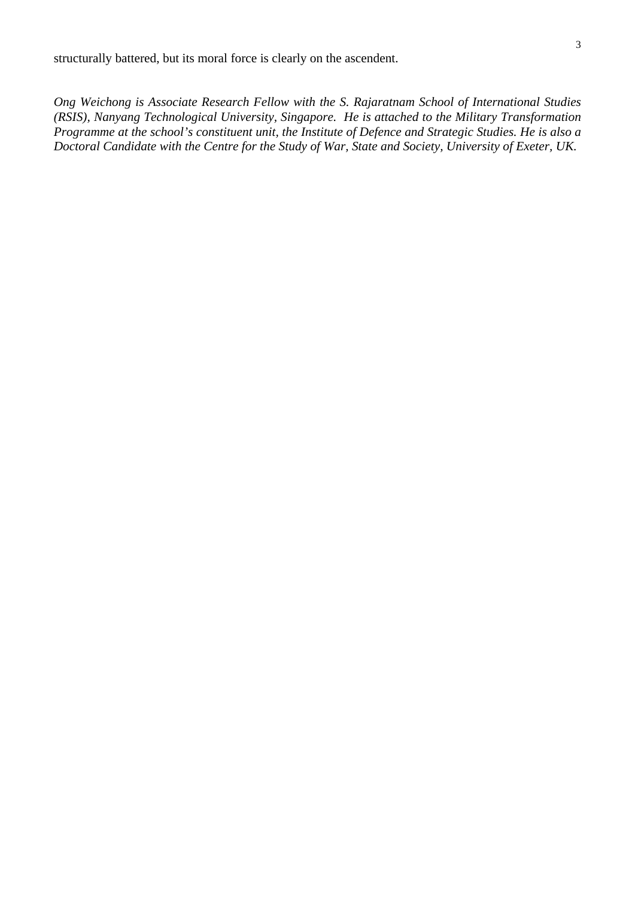structurally battered, but its moral force is clearly on the ascendent.

*Ong Weichong is Associate Research Fellow with the S. Rajaratnam School of International Studies (RSIS), Nanyang Technological University, Singapore. He is attached to the Military Transformation Programme at the school's constituent unit, the Institute of Defence and Strategic Studies. He is also a Doctoral Candidate with the Centre for the Study of War, State and Society, University of Exeter, UK.*